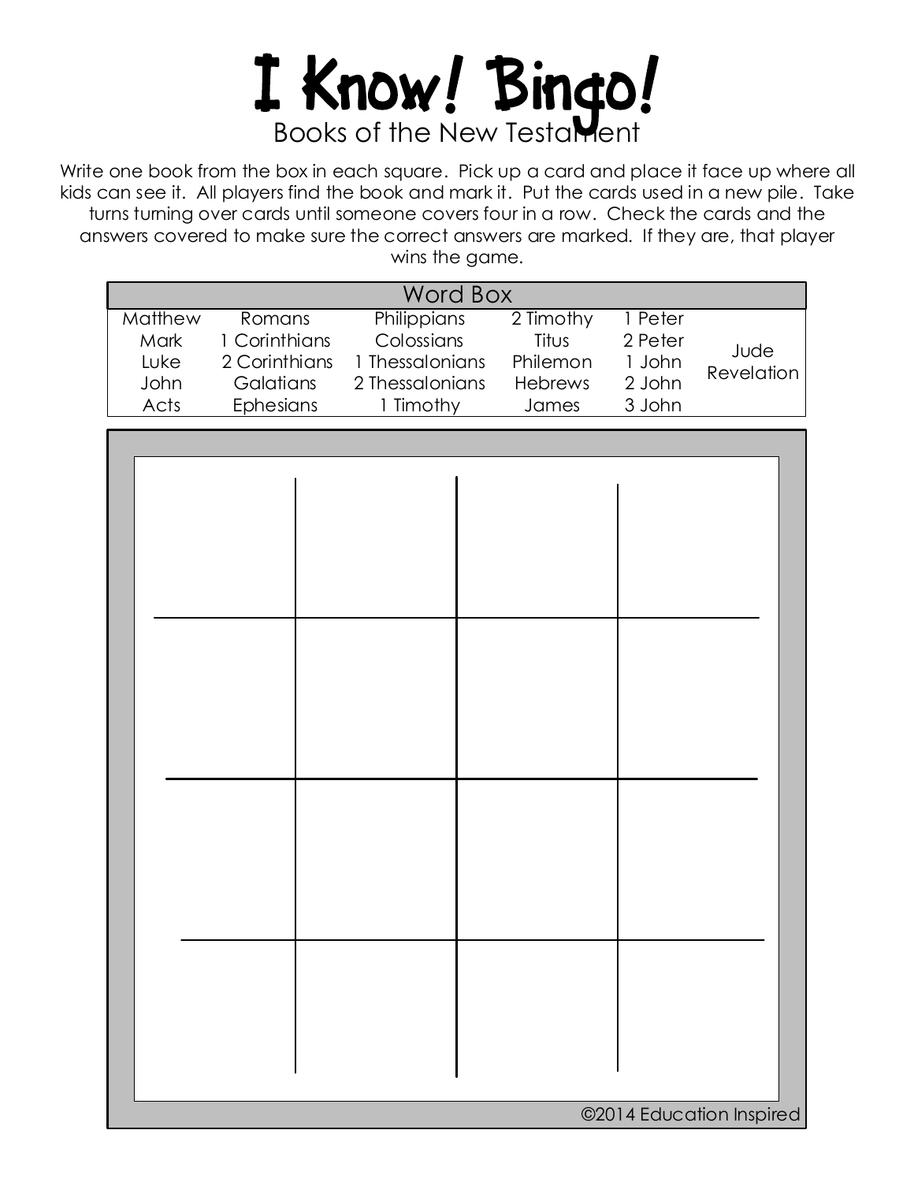# I Know! Bingo!

## Books of the New Testament

Write one book from the box in each square. Pick up a card and place it face up where all kids can see it. All players find the book and mark it. Put the cards used in a new pile. Take turns turning over cards until someone covers four in a row. Check the cards and the answers covered to make sure the correct answers are marked. If they are, that player wins the game.

| Word Box | | | | | |
|---|---|---|---|---|---|
| Matthew | Romans | Philippians | 2 Timothy | 1 Peter | Jude |
| Mark | 1 Corinthians | Colossians | Titus | 2 Peter | Revelation |
| Luke | 2 Corinthians | 1 Thessalonians | Philemon | 1 John | |
| John | Galatians | 2 Thessalonians | Hebrews | 2 John | |
| Acts | Ephesians | 1 Timothy | James | 3 John | |

| | | | |
|---|---|---|---|
| | | | |
| | | | |
| | | | |
| | | | |

©2014 Education Inspired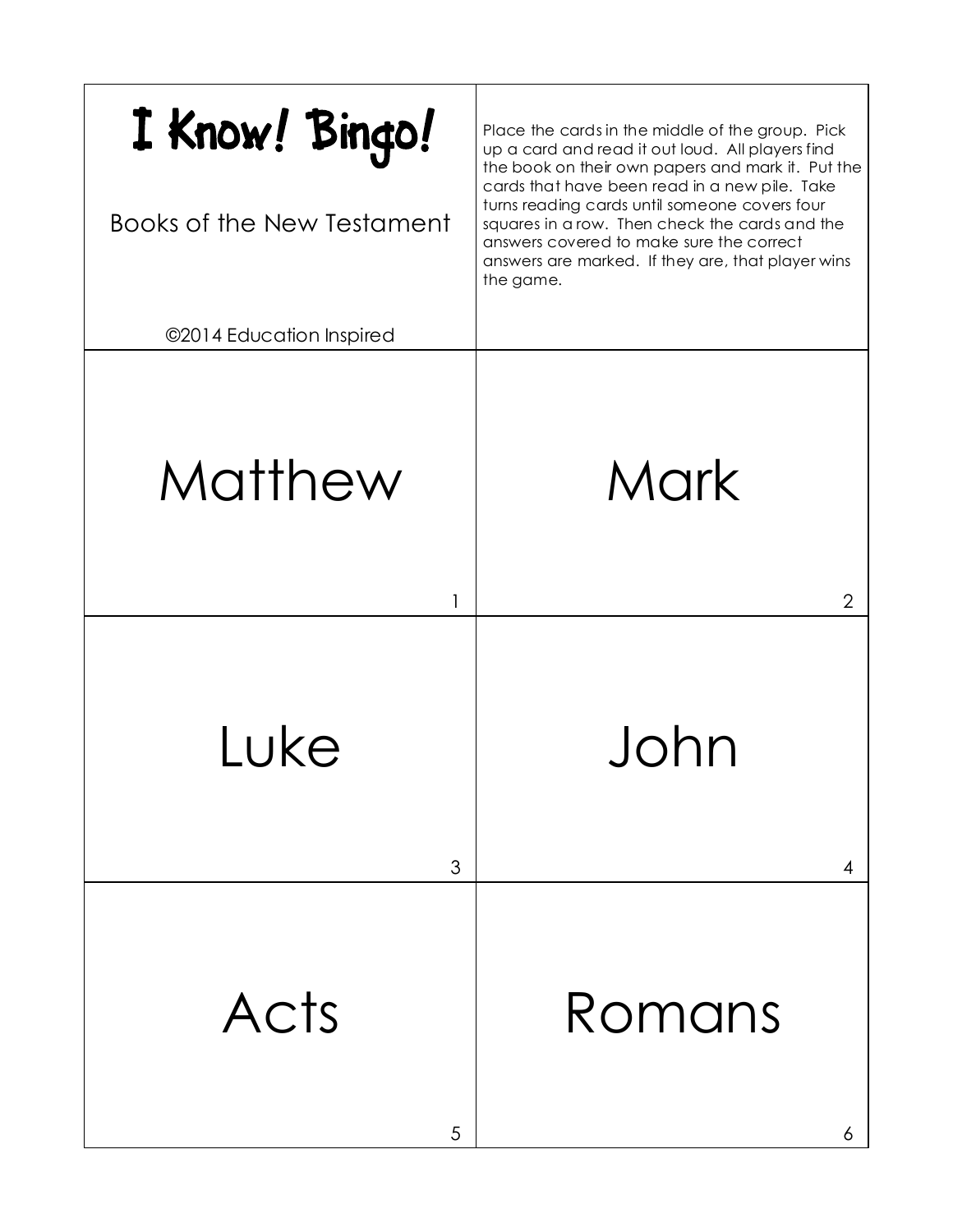# I Know! Bingo!

Books of the New Testament

©2014 Education Inspired

Place the cards in the middle of the group. Pick up a card and read it out loud. All players find the book on their own papers and mark it. Put the cards that have been read in a new pile. Take turns reading cards until someone covers four squares in a row. Then check the cards and the answers covered to make sure the correct answers are marked. If they are, that player wins the game.

| | |
|---|---|
| Matthew<br>1 | Mark<br>2 |
| Luke<br>3 | John<br>4 |
| Acts<br>5 | Romans<br>6 |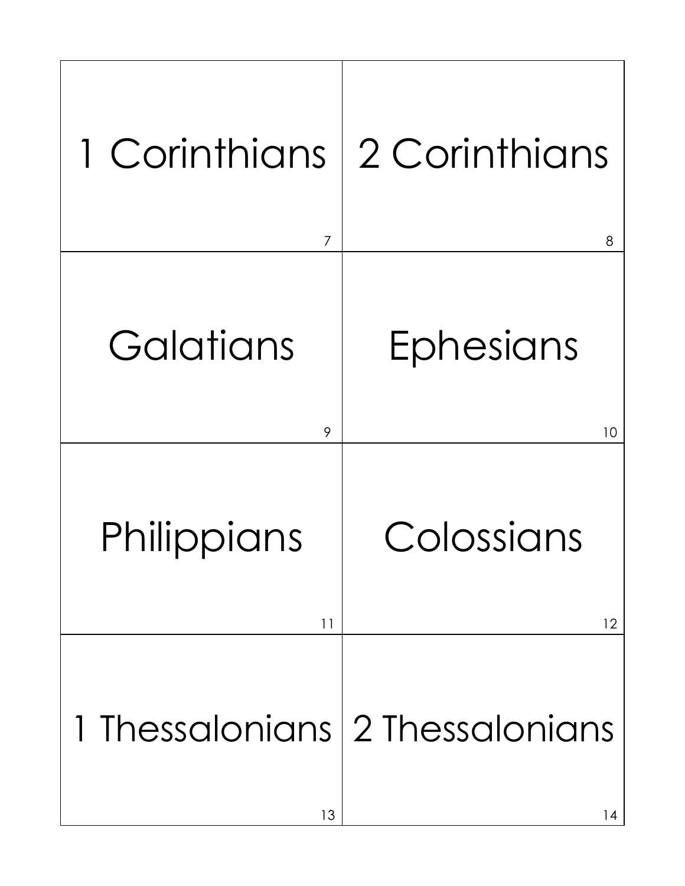| | |
|---|---|
| 1 Corinthians<br>7 | 2 Corinthians<br>8 |
| Galatians<br>9 | Ephesians<br>10 |
| Philippians<br>11 | Colossians<br>12 |
| 1 Thessalonians<br>13 | 2 Thessalonians<br>14 |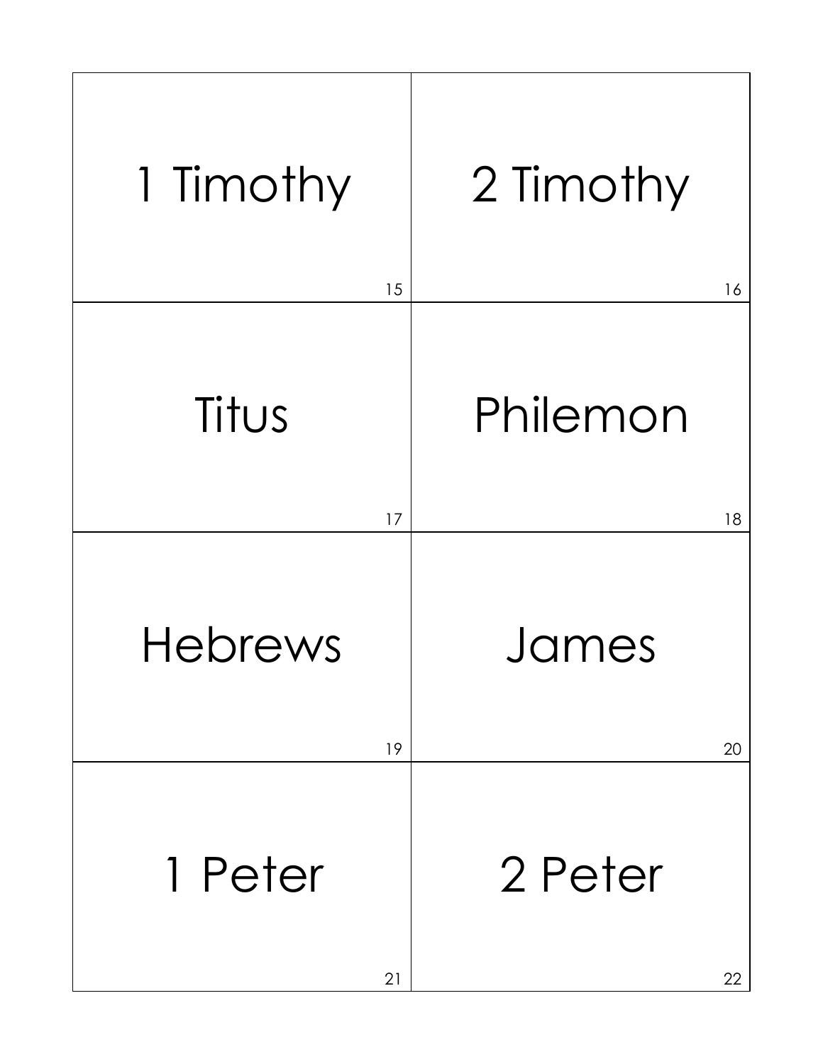| | |
|---|---|
| 1 Timothy<br><br>15 | 2 Timothy<br><br>16 |
| Titus<br><br>17 | Philemon<br><br>18 |
| Hebrews<br><br>19 | James<br><br>20 |
| 1 Peter<br><br>21 | 2 Peter<br><br>22 |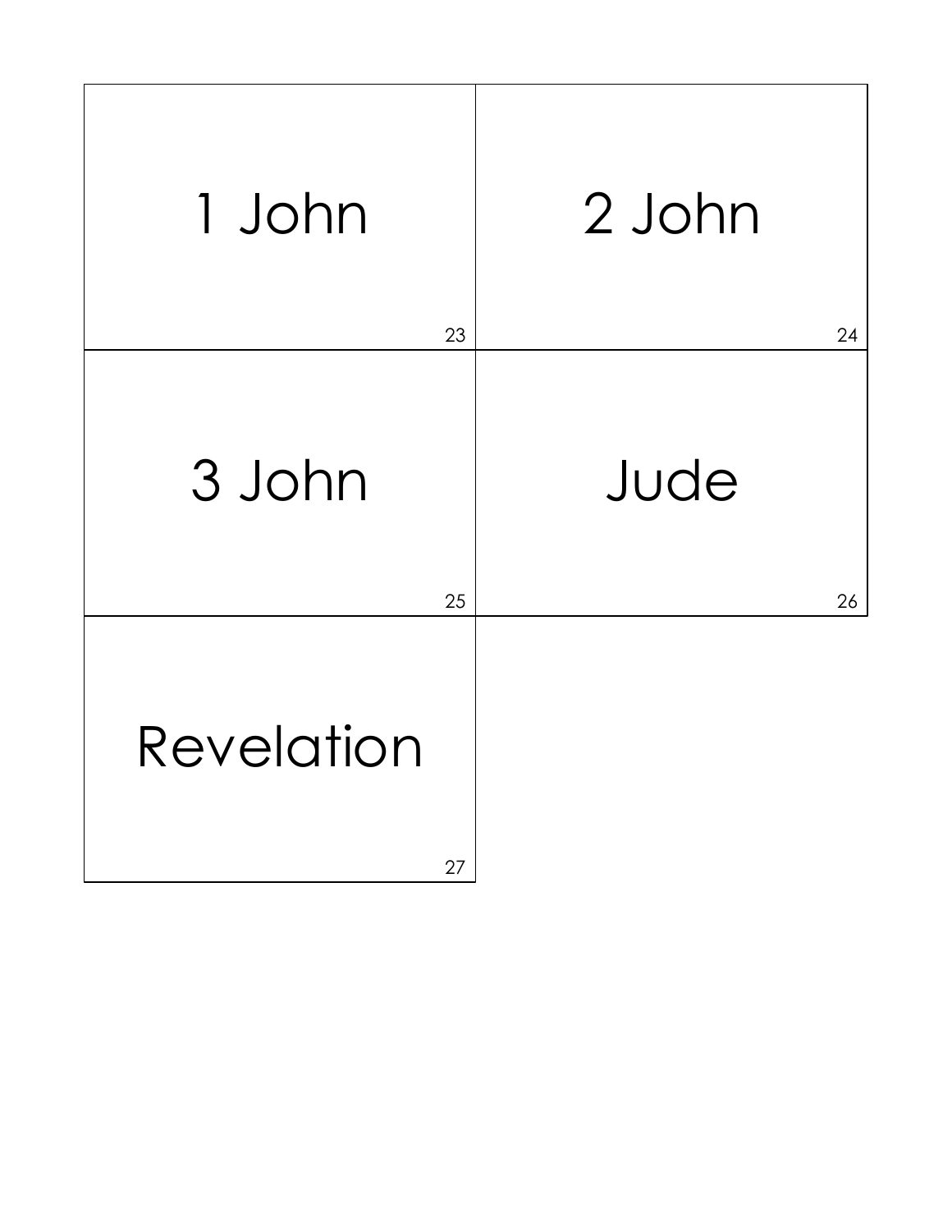| | |
|---|---|
| 1 John<br>23 | 2 John<br>24 |
| 3 John<br>25 | Jude<br>26 |
| Revelation<br>27 | |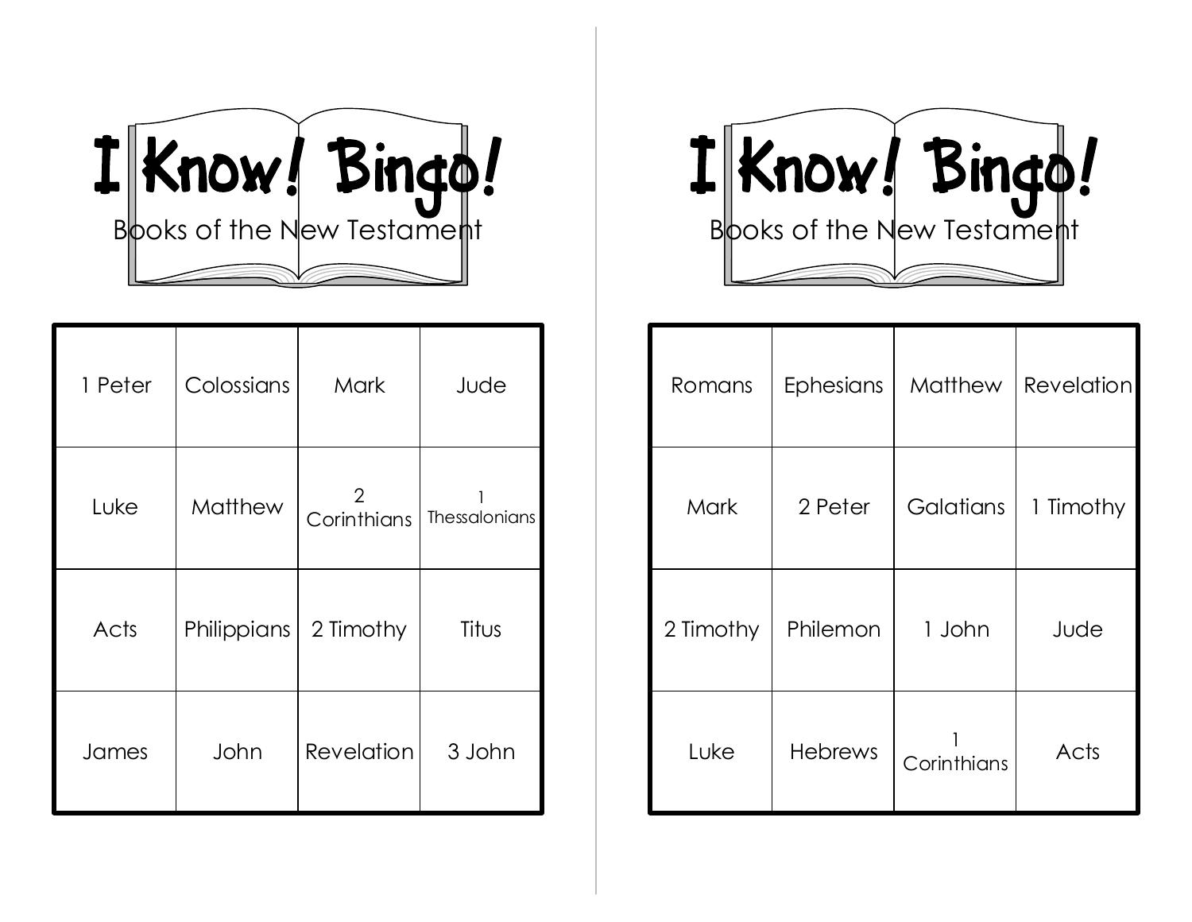# I Know! Bingo!

Books of the New Testament

| | | | |
|---|---|---|---|
| 1 Peter | Colossians | Mark | Jude |
| Luke | Matthew | 2 Corinthians | 1 Thessalonians |
| Acts | Philippians | 2 Timothy | Titus |
| James | John | Revelation | 3 John |

# I Know! Bingo!

Books of the New Testament

| | | | |
|---|---|---|---|
| Romans | Ephesians | Matthew | Revelation |
| Mark | 2 Peter | Galatians | 1 Timothy |
| 2 Timothy | Philemon | 1 John | Jude |
| Luke | Hebrews | 1 Corinthians | Acts |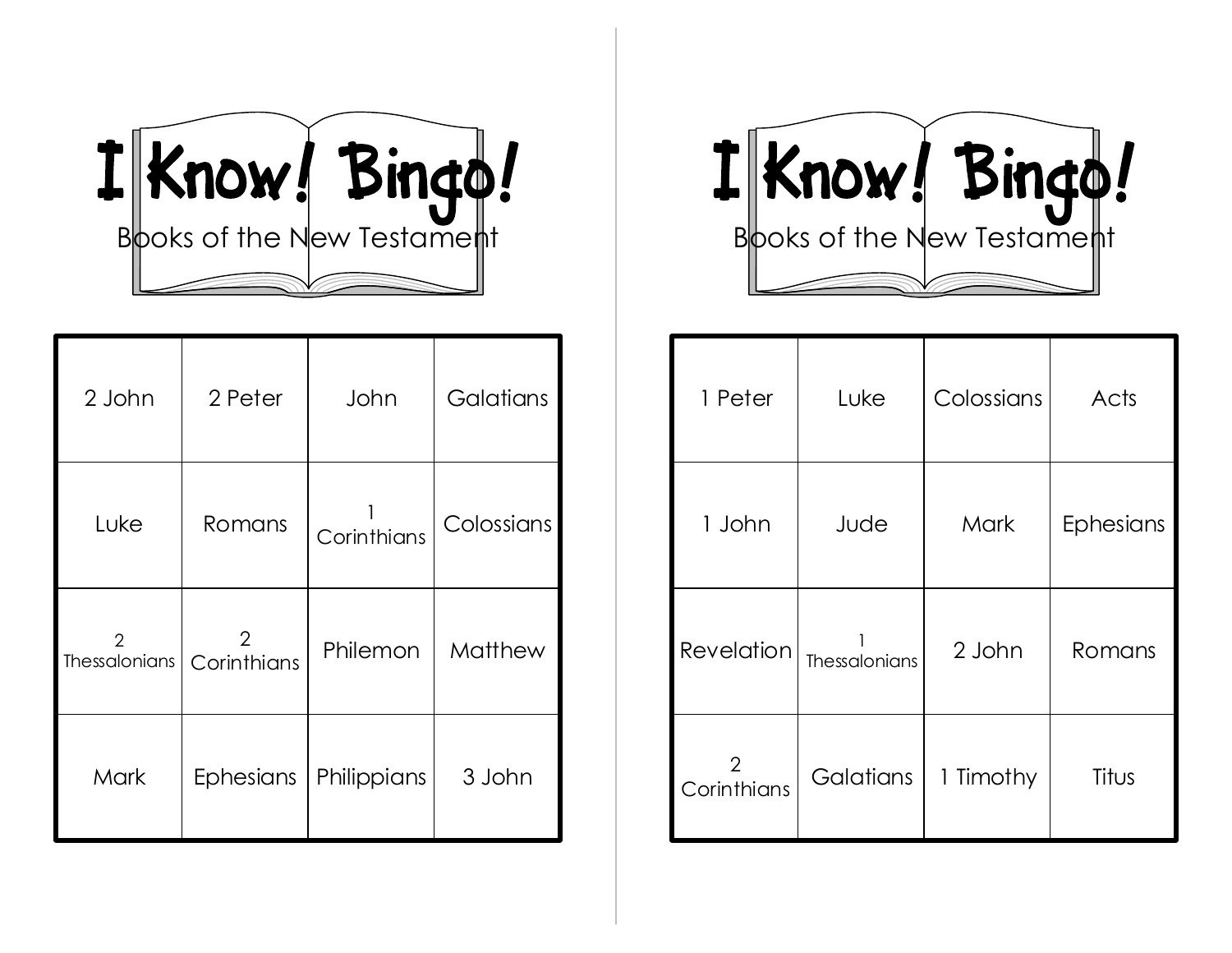# I Know! Bingo!

Books of the New Testament

| | | | |
|---|---|---|---|
| 2 John | 2 Peter | John | Galatians |
| Luke | Romans | 1 Corinthians | Colossians |
| 2 Thessalonians | 2 Corinthians | Philemon | Matthew |
| Mark | Ephesians | Philippians | 3 John |

# I Know! Bingo!

Books of the New Testament

| | | | |
|---|---|---|---|
| 1 Peter | Luke | Colossians | Acts |
| 1 John | Jude | Mark | Ephesians |
| Revelation | 1 Thessalonians | 2 John | Romans |
| 2 Corinthians | Galatians | 1 Timothy | Titus |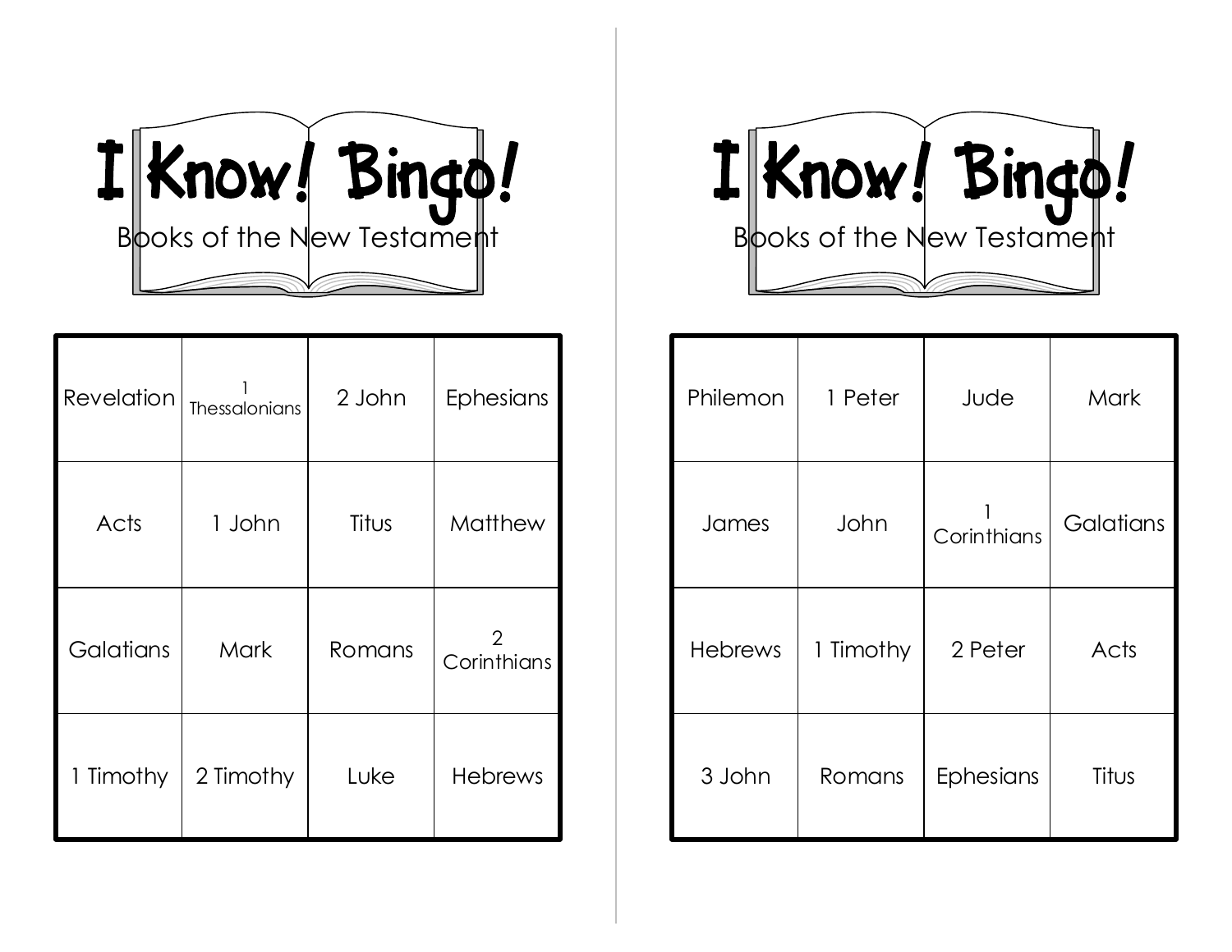# I Know! Bingo!

Books of the New Testament

| | | | |
|---|---|---|---|
| Revelation | 1 Thessalonians | 2 John | Ephesians |
| Acts | 1 John | Titus | Matthew |
| Galatians | Mark | Romans | 2 Corinthians |
| 1 Timothy | 2 Timothy | Luke | Hebrews |

# I Know! Bingo!

Books of the New Testament

| | | | |
|---|---|---|---|
| Philemon | 1 Peter | Jude | Mark |
| James | John | 1 Corinthians | Galatians |
| Hebrews | 1 Timothy | 2 Peter | Acts |
| 3 John | Romans | Ephesians | Titus |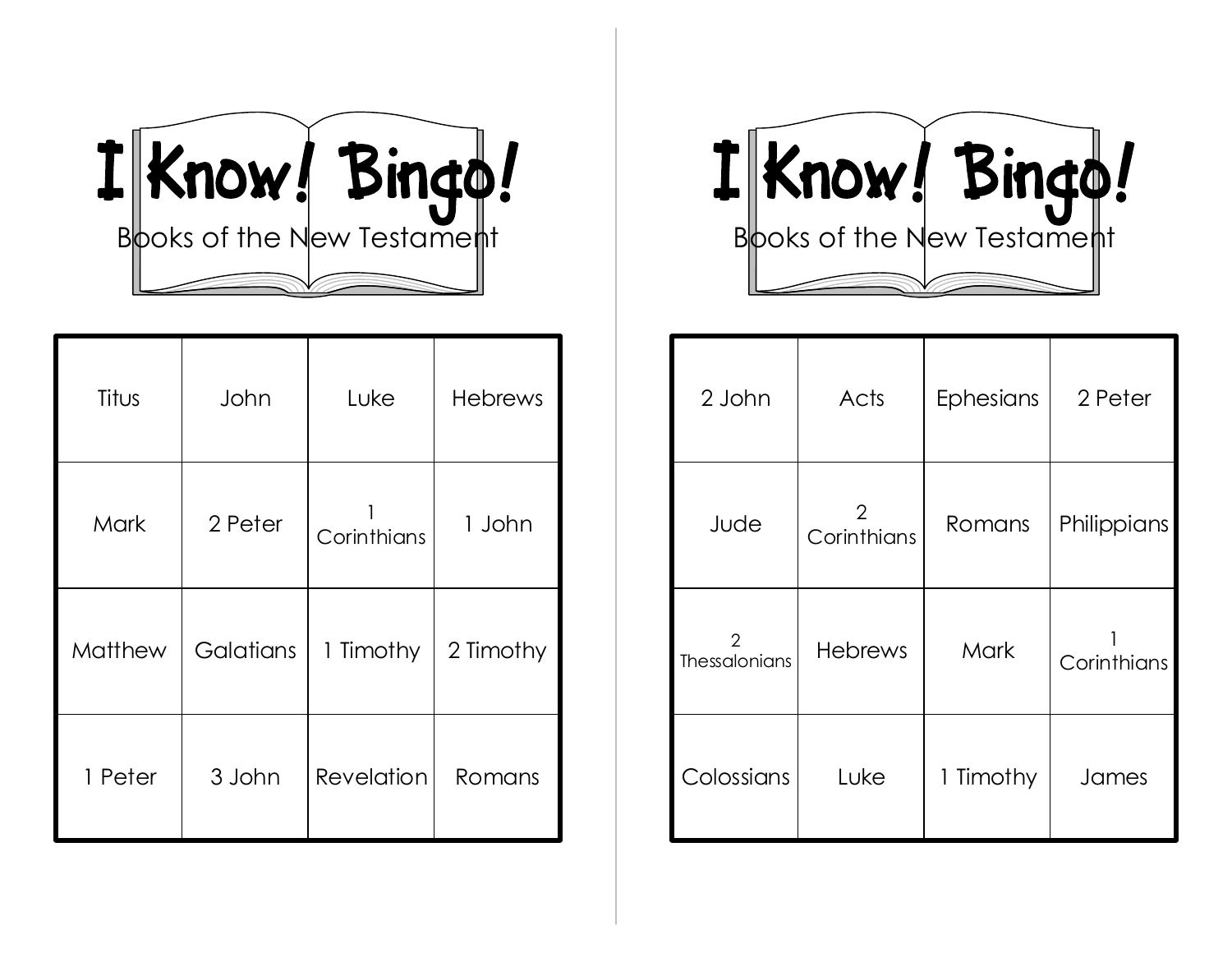# I Know! Bingo!

Books of the New Testament

| | | | |
|---|---|---|---|
| Titus | John | Luke | Hebrews |
| Mark | 2 Peter | 1 Corinthians | 1 John |
| Matthew | Galatians | 1 Timothy | 2 Timothy |
| 1 Peter | 3 John | Revelation | Romans |

# I Know! Bingo!

Books of the New Testament

| | | | |
|---|---|---|---|
| 2 John | Acts | Ephesians | 2 Peter |
| Jude | 2 Corinthians | Romans | Philippians |
| 2 Thessalonians | Hebrews | Mark | 1 Corinthians |
| Colossians | Luke | 1 Timothy | James |